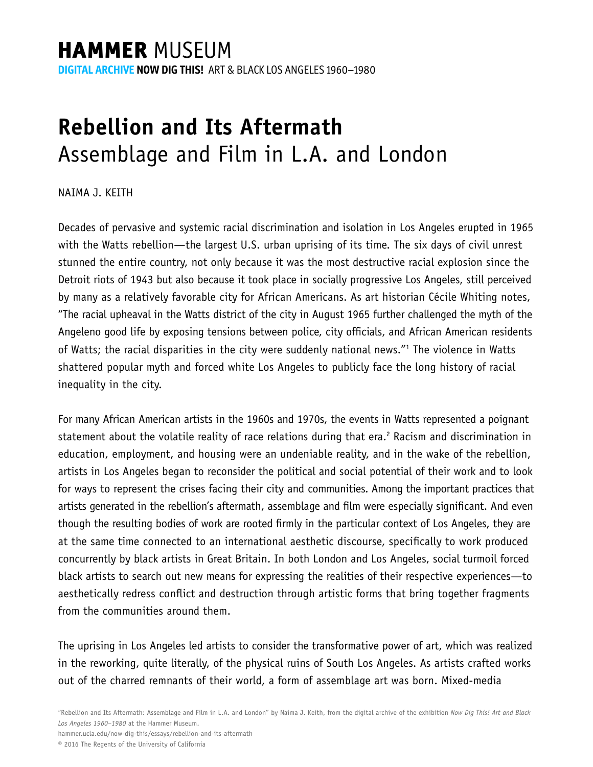# HAMMER MUSEUM

**DIGITAL ARCHIVE NOW DIG THIS!** ART & BLACK LOS ANGELES 1960–1980

# Rebellion and Its Aftermath
## Assemblage and Film in L.A. and London

NAIMA J. KEITH

Decades of pervasive and systemic racial discrimination and isolation in Los Angeles erupted in 1965 with the Watts rebellion—the largest U.S. urban uprising of its time. The six days of civil unrest stunned the entire country, not only because it was the most destructive racial explosion since the Detroit riots of 1943 but also because it took place in socially progressive Los Angeles, still perceived by many as a relatively favorable city for African Americans. As art historian Cécile Whiting notes, "The racial upheaval in the Watts district of the city in August 1965 further challenged the myth of the Angeleno good life by exposing tensions between police, city officials, and African American residents of Watts; the racial disparities in the city were suddenly national news."[1] The violence in Watts shattered popular myth and forced white Los Angeles to publicly face the long history of racial inequality in the city.

For many African American artists in the 1960s and 1970s, the events in Watts represented a poignant statement about the volatile reality of race relations during that era.[2] Racism and discrimination in education, employment, and housing were an undeniable reality, and in the wake of the rebellion, artists in Los Angeles began to reconsider the political and social potential of their work and to look for ways to represent the crises facing their city and communities. Among the important practices that artists generated in the rebellion's aftermath, assemblage and film were especially significant. And even though the resulting bodies of work are rooted firmly in the particular context of Los Angeles, they are at the same time connected to an international aesthetic discourse, specifically to work produced concurrently by black artists in Great Britain. In both London and Los Angeles, social turmoil forced black artists to search out new means for expressing the realities of their respective experiences—to aesthetically redress conflict and destruction through artistic forms that bring together fragments from the communities around them.

The uprising in Los Angeles led artists to consider the transformative power of art, which was realized in the reworking, quite literally, of the physical ruins of South Los Angeles. As artists crafted works out of the charred remnants of their world, a form of assemblage art was born. Mixed-media

"Rebellion and Its Aftermath: Assemblage and Film in L.A. and London" by Naima J. Keith, from the digital archive of the exhibition *Now Dig This! Art and Black Los Angeles 1960–1980* at the Hammer Museum.
hammer.ucla.edu/now-dig-this/essays/rebellion-and-its-aftermath
© 2016 The Regents of the University of California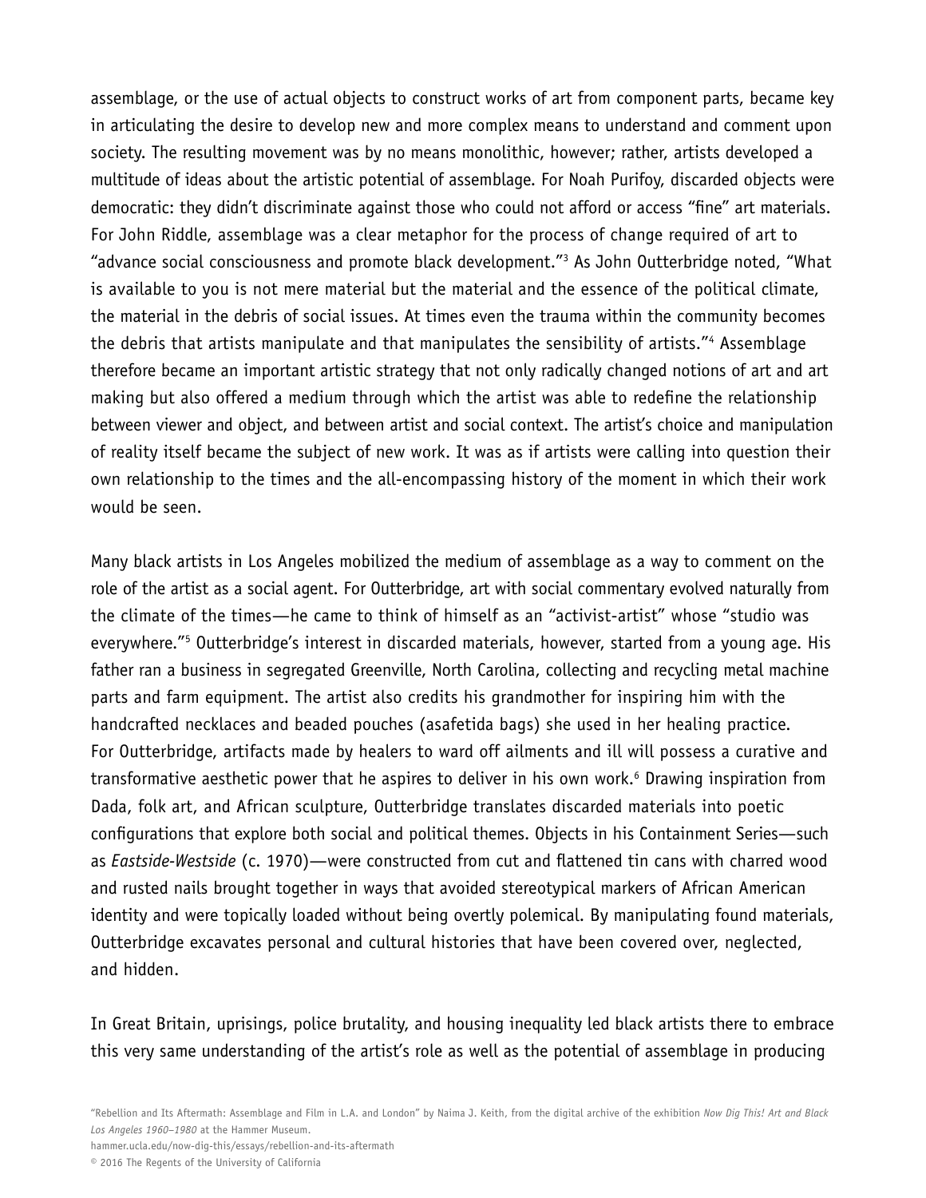assemblage, or the use of actual objects to construct works of art from component parts, became key in articulating the desire to develop new and more complex means to understand and comment upon society. The resulting movement was by no means monolithic, however; rather, artists developed a multitude of ideas about the artistic potential of assemblage. For Noah Purifoy, discarded objects were democratic: they didn't discriminate against those who could not afford or access "fine" art materials. For John Riddle, assemblage was a clear metaphor for the process of change required of art to "advance social consciousness and promote black development."[3] As John Outterbridge noted, "What is available to you is not mere material but the material and the essence of the political climate, the material in the debris of social issues. At times even the trauma within the community becomes the debris that artists manipulate and that manipulates the sensibility of artists."[4] Assemblage therefore became an important artistic strategy that not only radically changed notions of art and art making but also offered a medium through which the artist was able to redefine the relationship between viewer and object, and between artist and social context. The artist's choice and manipulation of reality itself became the subject of new work. It was as if artists were calling into question their own relationship to the times and the all-encompassing history of the moment in which their work would be seen.

Many black artists in Los Angeles mobilized the medium of assemblage as a way to comment on the role of the artist as a social agent. For Outterbridge, art with social commentary evolved naturally from the climate of the times—he came to think of himself as an "activist-artist" whose "studio was everywhere."[5] Outterbridge's interest in discarded materials, however, started from a young age. His father ran a business in segregated Greenville, North Carolina, collecting and recycling metal machine parts and farm equipment. The artist also credits his grandmother for inspiring him with the handcrafted necklaces and beaded pouches (asafetida bags) she used in her healing practice. For Outterbridge, artifacts made by healers to ward off ailments and ill will possess a curative and transformative aesthetic power that he aspires to deliver in his own work.[6] Drawing inspiration from Dada, folk art, and African sculpture, Outterbridge translates discarded materials into poetic configurations that explore both social and political themes. Objects in his Containment Series—such as *Eastside-Westside* (c. 1970)—were constructed from cut and flattened tin cans with charred wood and rusted nails brought together in ways that avoided stereotypical markers of African American identity and were topically loaded without being overtly polemical. By manipulating found materials, Outterbridge excavates personal and cultural histories that have been covered over, neglected, and hidden.

In Great Britain, uprisings, police brutality, and housing inequality led black artists there to embrace this very same understanding of the artist's role as well as the potential of assemblage in producing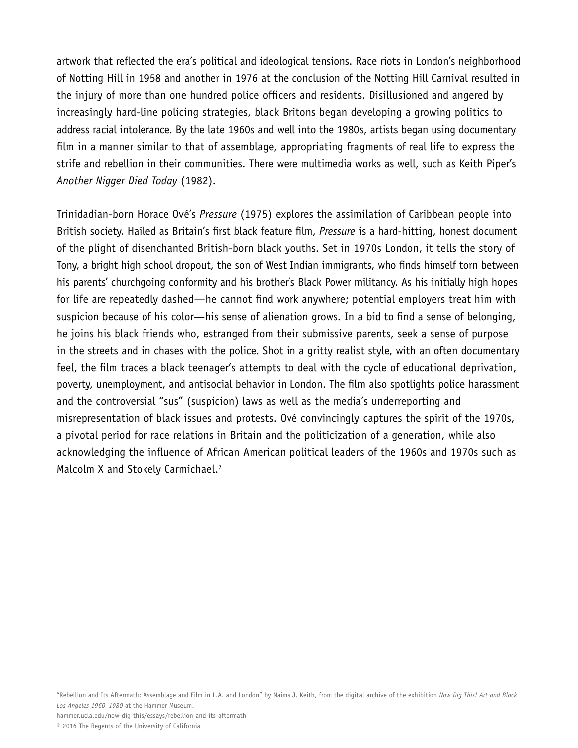artwork that reflected the era's political and ideological tensions. Race riots in London's neighborhood of Notting Hill in 1958 and another in 1976 at the conclusion of the Notting Hill Carnival resulted in the injury of more than one hundred police officers and residents. Disillusioned and angered by increasingly hard-line policing strategies, black Britons began developing a growing politics to address racial intolerance. By the late 1960s and well into the 1980s, artists began using documentary film in a manner similar to that of assemblage, appropriating fragments of real life to express the strife and rebellion in their communities. There were multimedia works as well, such as Keith Piper's *Another Nigger Died Today* (1982).

Trinidadian-born Horace Ové's *Pressure* (1975) explores the assimilation of Caribbean people into British society. Hailed as Britain's first black feature film, *Pressure* is a hard-hitting, honest document of the plight of disenchanted British-born black youths. Set in 1970s London, it tells the story of Tony, a bright high school dropout, the son of West Indian immigrants, who finds himself torn between his parents' churchgoing conformity and his brother's Black Power militancy. As his initially high hopes for life are repeatedly dashed—he cannot find work anywhere; potential employers treat him with suspicion because of his color—his sense of alienation grows. In a bid to find a sense of belonging, he joins his black friends who, estranged from their submissive parents, seek a sense of purpose in the streets and in chases with the police. Shot in a gritty realist style, with an often documentary feel, the film traces a black teenager's attempts to deal with the cycle of educational deprivation, poverty, unemployment, and antisocial behavior in London. The film also spotlights police harassment and the controversial "sus" (suspicion) laws as well as the media's underreporting and misrepresentation of black issues and protests. Ové convincingly captures the spirit of the 1970s, a pivotal period for race relations in Britain and the politicization of a generation, while also acknowledging the influence of African American political leaders of the 1960s and 1970s such as Malcolm X and Stokely Carmichael.[7]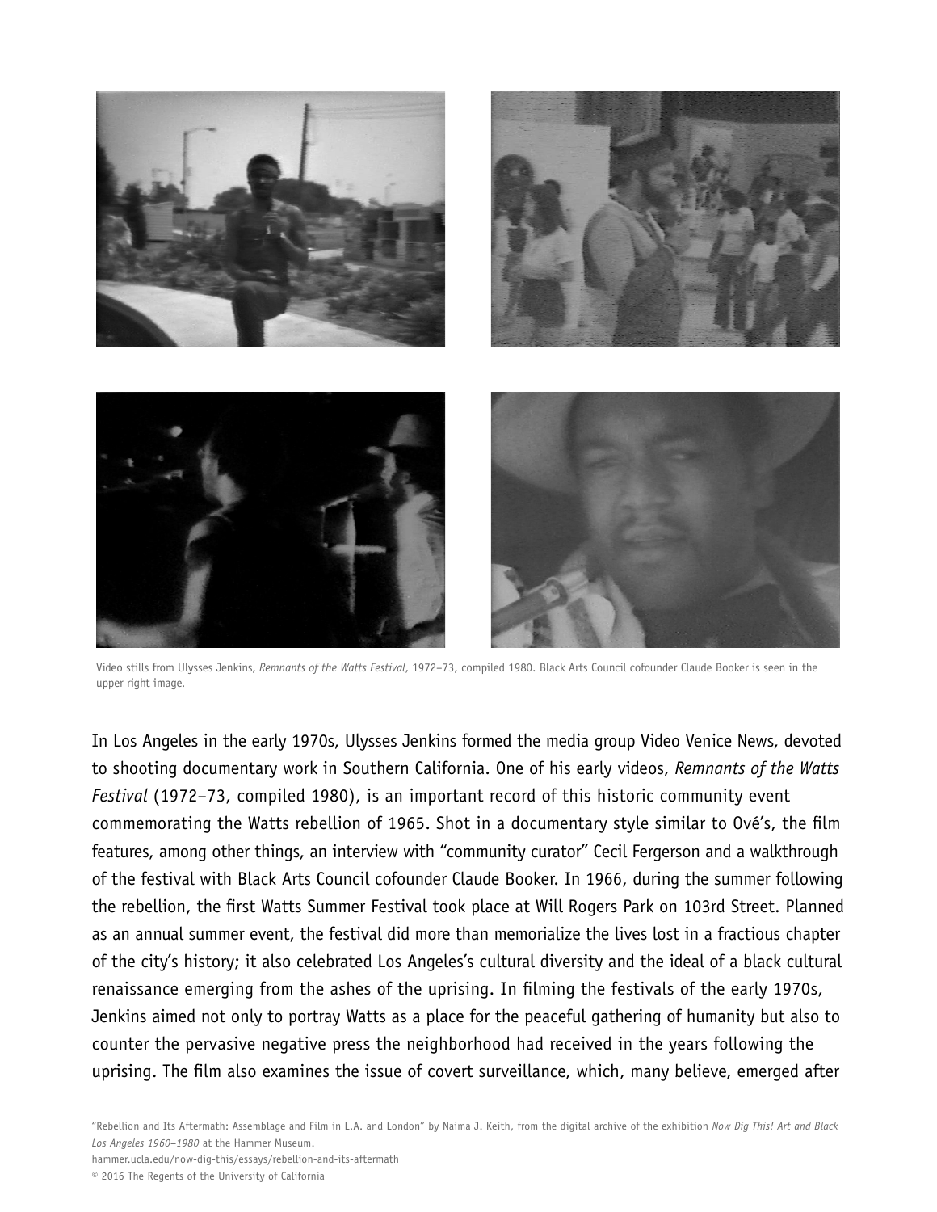Video stills from Ulysses Jenkins, *Remnants of the Watts Festival*, 1972–73, compiled 1980. Black Arts Council cofounder Claude Booker is seen in the upper right image.

In Los Angeles in the early 1970s, Ulysses Jenkins formed the media group Video Venice News, devoted to shooting documentary work in Southern California. One of his early videos, *Remnants of the Watts Festival* (1972–73, compiled 1980), is an important record of this historic community event commemorating the Watts rebellion of 1965. Shot in a documentary style similar to Ové's, the film features, among other things, an interview with "community curator" Cecil Fergerson and a walkthrough of the festival with Black Arts Council cofounder Claude Booker. In 1966, during the summer following the rebellion, the first Watts Summer Festival took place at Will Rogers Park on 103rd Street. Planned as an annual summer event, the festival did more than memorialize the lives lost in a fractious chapter of the city's history; it also celebrated Los Angeles's cultural diversity and the ideal of a black cultural renaissance emerging from the ashes of the uprising. In filming the festivals of the early 1970s, Jenkins aimed not only to portray Watts as a place for the peaceful gathering of humanity but also to counter the pervasive negative press the neighborhood had received in the years following the uprising. The film also examines the issue of covert surveillance, which, many believe, emerged after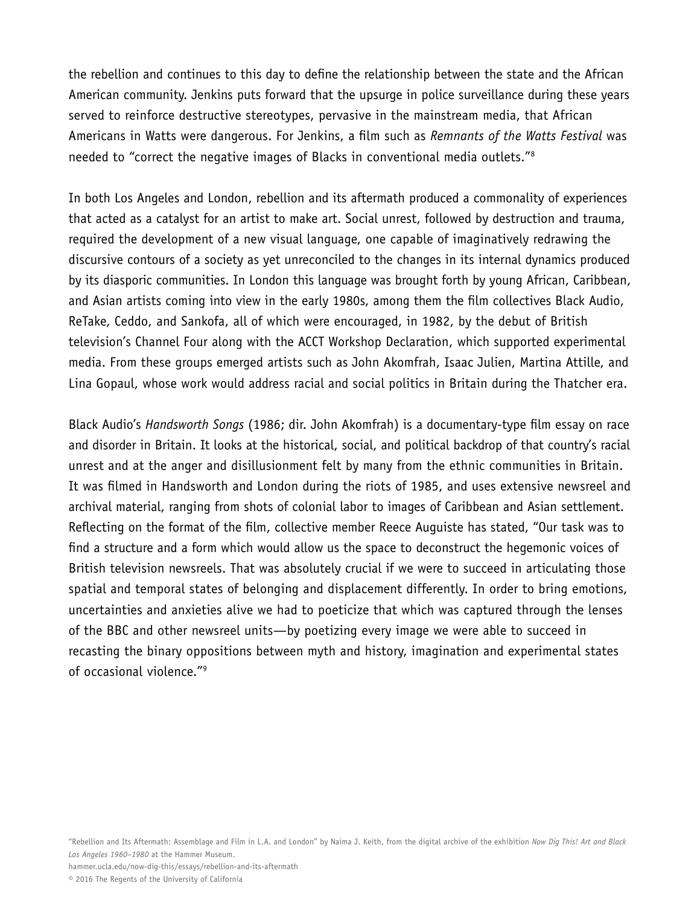the rebellion and continues to this day to define the relationship between the state and the African American community. Jenkins puts forward that the upsurge in police surveillance during these years served to reinforce destructive stereotypes, pervasive in the mainstream media, that African Americans in Watts were dangerous. For Jenkins, a film such as *Remnants of the Watts Festival* was needed to "correct the negative images of Blacks in conventional media outlets."[8]

In both Los Angeles and London, rebellion and its aftermath produced a commonality of experiences that acted as a catalyst for an artist to make art. Social unrest, followed by destruction and trauma, required the development of a new visual language, one capable of imaginatively redrawing the discursive contours of a society as yet unreconciled to the changes in its internal dynamics produced by its diasporic communities. In London this language was brought forth by young African, Caribbean, and Asian artists coming into view in the early 1980s, among them the film collectives Black Audio, ReTake, Ceddo, and Sankofa, all of which were encouraged, in 1982, by the debut of British television's Channel Four along with the ACCT Workshop Declaration, which supported experimental media. From these groups emerged artists such as John Akomfrah, Isaac Julien, Martina Attille, and Lina Gopaul, whose work would address racial and social politics in Britain during the Thatcher era.

Black Audio's *Handsworth Songs* (1986; dir. John Akomfrah) is a documentary-type film essay on race and disorder in Britain. It looks at the historical, social, and political backdrop of that country's racial unrest and at the anger and disillusionment felt by many from the ethnic communities in Britain. It was filmed in Handsworth and London during the riots of 1985, and uses extensive newsreel and archival material, ranging from shots of colonial labor to images of Caribbean and Asian settlement. Reflecting on the format of the film, collective member Reece Auguiste has stated, "Our task was to find a structure and a form which would allow us the space to deconstruct the hegemonic voices of British television newsreels. That was absolutely crucial if we were to succeed in articulating those spatial and temporal states of belonging and displacement differently. In order to bring emotions, uncertainties and anxieties alive we had to poeticize that which was captured through the lenses of the BBC and other newsreel units—by poetizing every image we were able to succeed in recasting the binary oppositions between myth and history, imagination and experimental states of occasional violence."[9]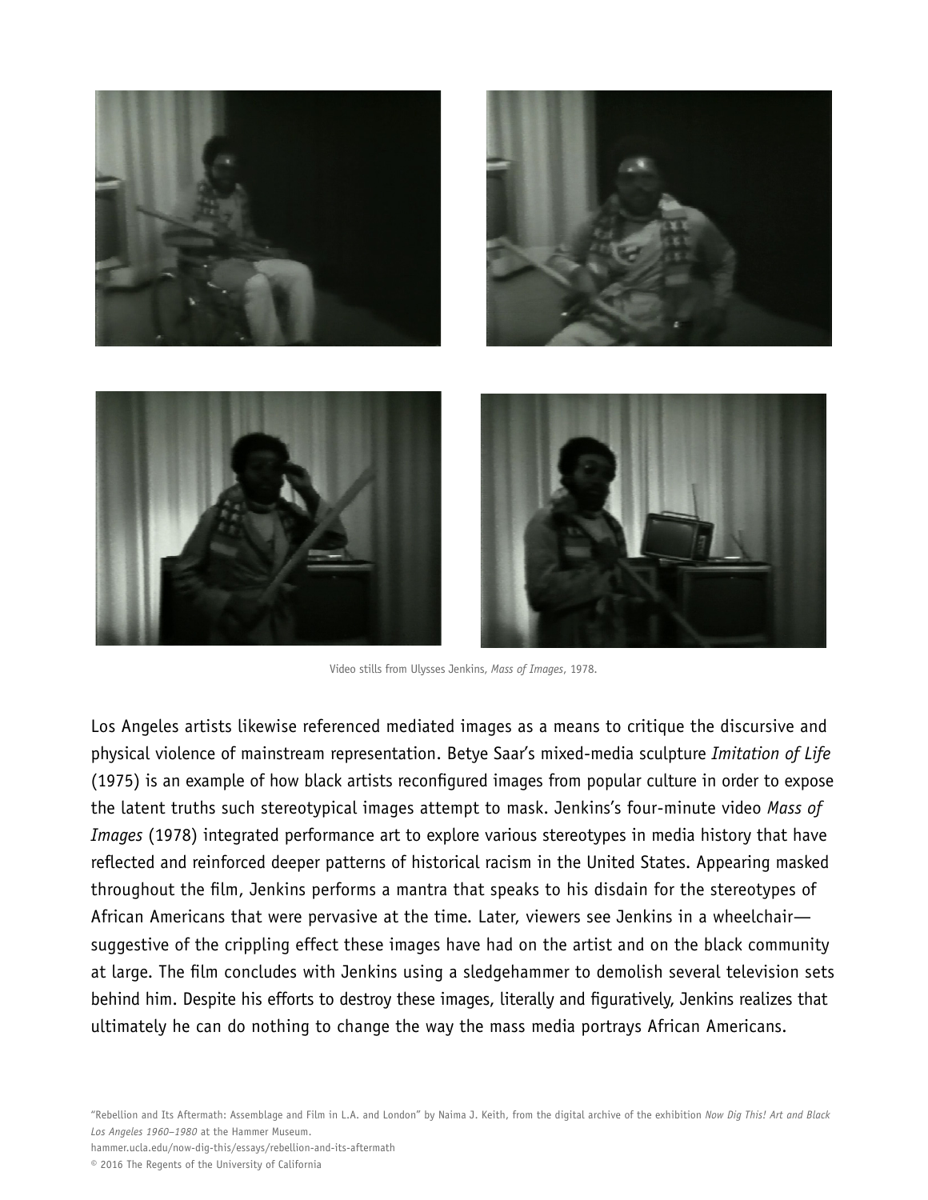Video stills from Ulysses Jenkins, *Mass of Images*, 1978.

Los Angeles artists likewise referenced mediated images as a means to critique the discursive and physical violence of mainstream representation. Betye Saar's mixed-media sculpture *Imitation of Life* (1975) is an example of how black artists reconfigured images from popular culture in order to expose the latent truths such stereotypical images attempt to mask. Jenkins's four-minute video *Mass of Images* (1978) integrated performance art to explore various stereotypes in media history that have reflected and reinforced deeper patterns of historical racism in the United States. Appearing masked throughout the film, Jenkins performs a mantra that speaks to his disdain for the stereotypes of African Americans that were pervasive at the time. Later, viewers see Jenkins in a wheelchair—suggestive of the crippling effect these images have had on the artist and on the black community at large. The film concludes with Jenkins using a sledgehammer to demolish several television sets behind him. Despite his efforts to destroy these images, literally and figuratively, Jenkins realizes that ultimately he can do nothing to change the way the mass media portrays African Americans.

"Rebellion and Its Aftermath: Assemblage and Film in L.A. and London" by Naima J. Keith, from the digital archive of the exhibition *Now Dig This! Art and Black Los Angeles 1960–1980* at the Hammer Museum.
hammer.ucla.edu/now-dig-this/essays/rebellion-and-its-aftermath
© 2016 The Regents of the University of California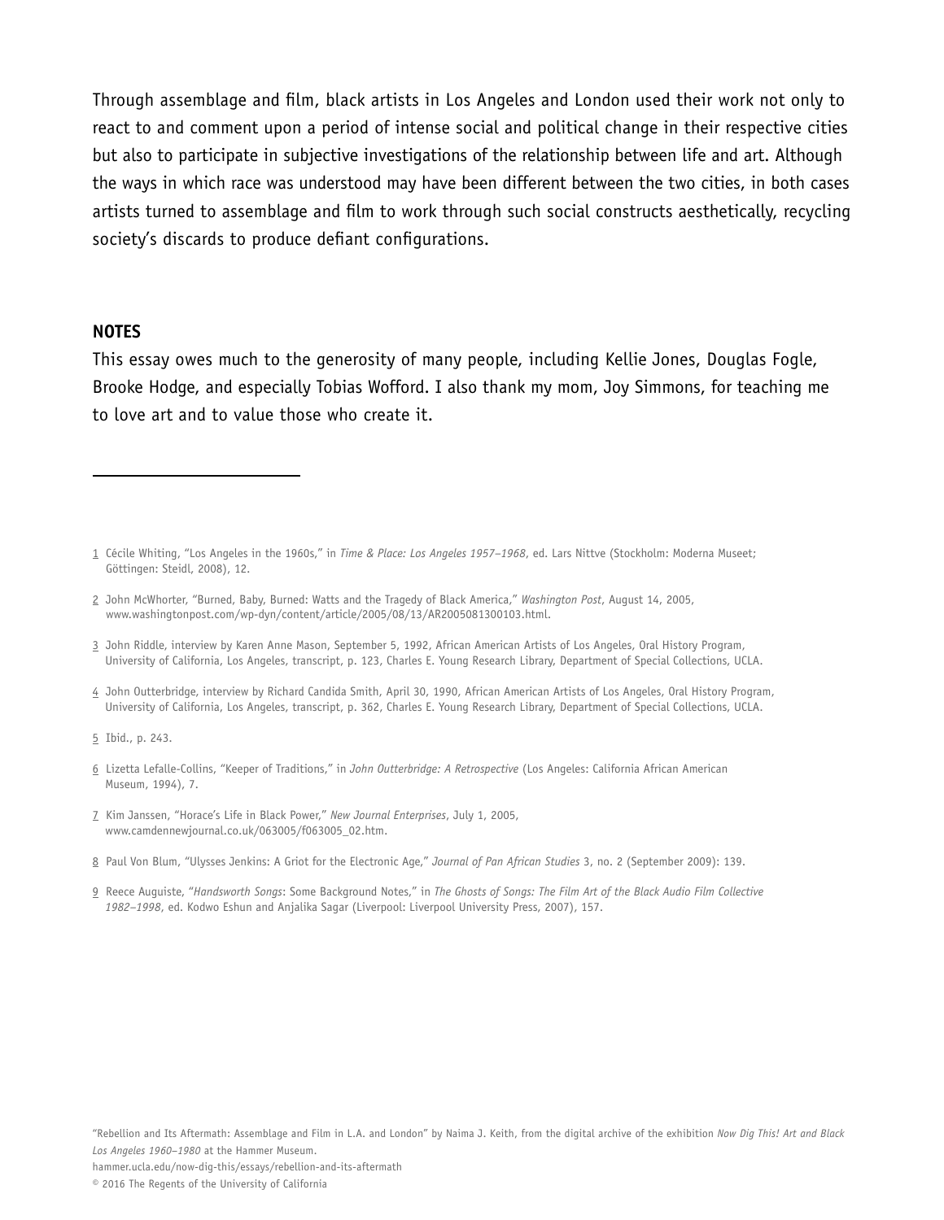Through assemblage and film, black artists in Los Angeles and London used their work not only to react to and comment upon a period of intense social and political change in their respective cities but also to participate in subjective investigations of the relationship between life and art. Although the ways in which race was understood may have been different between the two cities, in both cases artists turned to assemblage and film to work through such social constructs aesthetically, recycling society's discards to produce defiant configurations.

## NOTES

This essay owes much to the generosity of many people, including Kellie Jones, Douglas Fogle, Brooke Hodge, and especially Tobias Wofford. I also thank my mom, Joy Simmons, for teaching me to love art and to value those who create it.

---

1 Cécile Whiting, "Los Angeles in the 1960s," in *Time & Place: Los Angeles 1957–1968*, ed. Lars Nittve (Stockholm: Moderna Museet; Göttingen: Steidl, 2008), 12.

2 John McWhorter, "Burned, Baby, Burned: Watts and the Tragedy of Black America," *Washington Post*, August 14, 2005, www.washingtonpost.com/wp-dyn/content/article/2005/08/13/AR2005081300103.html.

3 John Riddle, interview by Karen Anne Mason, September 5, 1992, African American Artists of Los Angeles, Oral History Program, University of California, Los Angeles, transcript, p. 123, Charles E. Young Research Library, Department of Special Collections, UCLA.

4 John Outterbridge, interview by Richard Candida Smith, April 30, 1990, African American Artists of Los Angeles, Oral History Program, University of California, Los Angeles, transcript, p. 362, Charles E. Young Research Library, Department of Special Collections, UCLA.

5 Ibid., p. 243.

6 Lizetta Lefalle-Collins, "Keeper of Traditions," in *John Outterbridge: A Retrospective* (Los Angeles: California African American Museum, 1994), 7.

7 Kim Janssen, "Horace's Life in Black Power," *New Journal Enterprises*, July 1, 2005, www.camdennewjournal.co.uk/063005/f063005_02.htm.

8 Paul Von Blum, "Ulysses Jenkins: A Griot for the Electronic Age," *Journal of Pan African Studies* 3, no. 2 (September 2009): 139.

9 Reece Auguiste, "*Handsworth Songs*: Some Background Notes," in *The Ghosts of Songs: The Film Art of the Black Audio Film Collective 1982–1998*, ed. Kodwo Eshun and Anjalika Sagar (Liverpool: Liverpool University Press, 2007), 157.